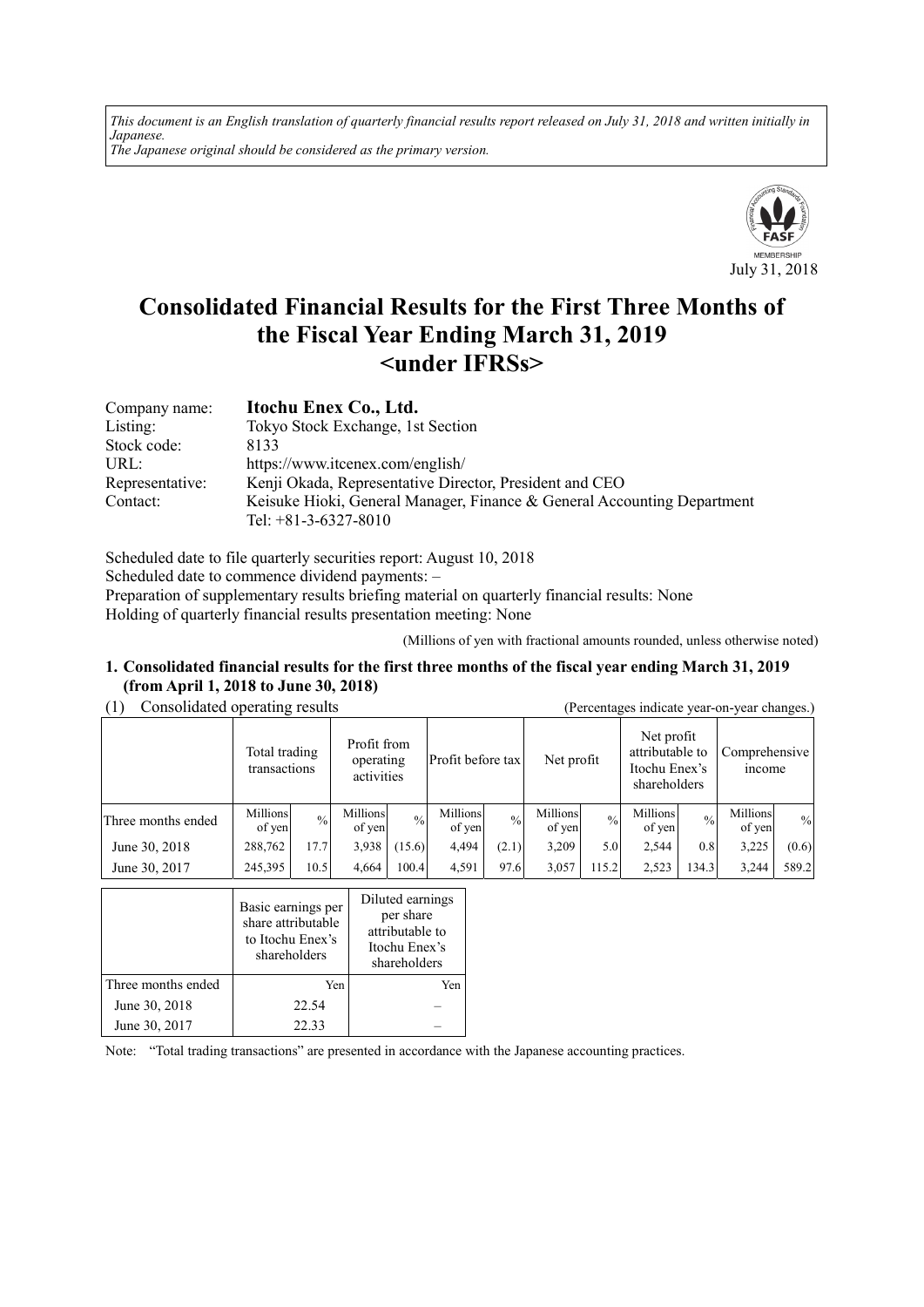*This document is an English translation of quarterly financial results report released on July 31, 2018 and written initially in Japanese.*
*The Japanese original should be considered as the primary version.*

July 31, 2018

# Consolidated Financial Results for the First Three Months of the Fiscal Year Ending March 31, 2019 <under IFRSs>

| | |
|---|---|
| Company name: | **Itochu Enex Co., Ltd.** |
| Listing: | Tokyo Stock Exchange, 1st Section |
| Stock code: | 8133 |
| URL: | https://www.itcenex.com/english/ |
| Representative: | Kenji Okada, Representative Director, President and CEO |
| Contact: | Keisuke Hioki, General Manager, Finance & General Accounting Department<br>Tel: +81-3-6327-8010 |

Scheduled date to file quarterly securities report: August 10, 2018
Scheduled date to commence dividend payments: –
Preparation of supplementary results briefing material on quarterly financial results: None
Holding of quarterly financial results presentation meeting: None

(Millions of yen with fractional amounts rounded, unless otherwise noted)

## 1. Consolidated financial results for the first three months of the fiscal year ending March 31, 2019 (from April 1, 2018 to June 30, 2018)

(1) Consolidated operating results (Percentages indicate year-on-year changes.)

| | Total trading transactions | | Profit from operating activities | | Profit before tax | | Net profit | | Net profit attributable to Itochu Enex's shareholders | | Comprehensive income | |
|---|---|---|---|---|---|---|---|---|---|---|---|---|
| Three months ended | Millions of yen | % | Millions of yen | % | Millions of yen | % | Millions of yen | % | Millions of yen | % | Millions of yen | % |
| June 30, 2018 | 288,762 | 17.7 | 3,938 | (15.6) | 4,494 | (2.1) | 3,209 | 5.0 | 2,544 | 0.8 | 3,225 | (0.6) |
| June 30, 2017 | 245,395 | 10.5 | 4,664 | 100.4 | 4,591 | 97.6 | 3,057 | 115.2 | 2,523 | 134.3 | 3,244 | 589.2 |

| | Basic earnings per share attributable to Itochu Enex's shareholders | Diluted earnings per share attributable to Itochu Enex's shareholders |
|---|---|---|
| Three months ended | Yen | Yen |
| June 30, 2018 | 22.54 | – |
| June 30, 2017 | 22.33 | – |

Note: "Total trading transactions" are presented in accordance with the Japanese accounting practices.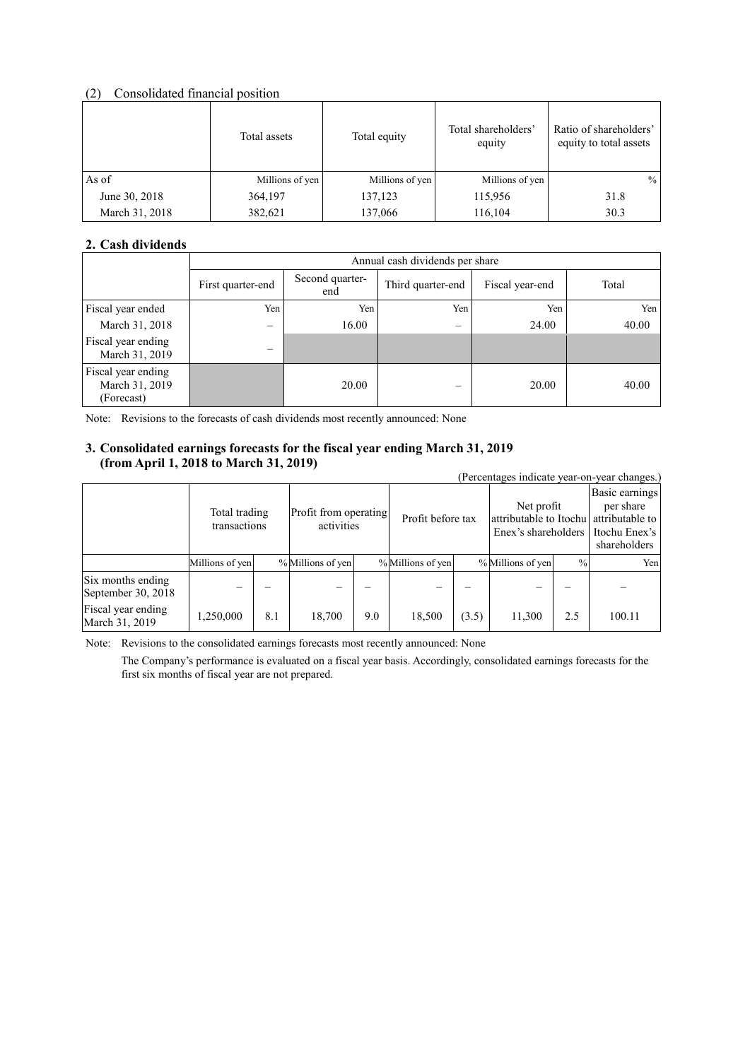### (2) Consolidated financial position

| | Total assets | Total equity | Total shareholders' equity | Ratio of shareholders' equity to total assets |
|---|---|---|---|---|
| As of | Millions of yen | Millions of yen | Millions of yen | % |
| June 30, 2018 | 364,197 | 137,123 | 115,956 | 31.8 |
| March 31, 2018 | 382,621 | 137,066 | 116,104 | 30.3 |

## 2. Cash dividends

| | Annual cash dividends per share | | | | |
|---|---|---|---|---|---|
| | First quarter-end | Second quarter-end | Third quarter-end | Fiscal year-end | Total |
| Fiscal year ended | Yen | Yen | Yen | Yen | Yen |
| March 31, 2018 | – | 16.00 | – | 24.00 | 40.00 |
| Fiscal year ending March 31, 2019 | – | | | | |
| Fiscal year ending March 31, 2019 (Forecast) | | 20.00 | – | 20.00 | 40.00 |

Note: Revisions to the forecasts of cash dividends most recently announced: None

## 3. Consolidated earnings forecasts for the fiscal year ending March 31, 2019 (from April 1, 2018 to March 31, 2019)

(Percentages indicate year-on-year changes.)

| | Total trading transactions | | Profit from operating activities | | Profit before tax | | Net profit attributable to Itochu Enex's shareholders | | Basic earnings per share attributable to Itochu Enex's shareholders |
|---|---|---|---|---|---|---|---|---|---|
| | Millions of yen | % | Millions of yen | % | Millions of yen | % | Millions of yen | % | Yen |
| Six months ending September 30, 2018 | – | – | – | – | – | – | – | – | – |
| Fiscal year ending March 31, 2019 | 1,250,000 | 8.1 | 18,700 | 9.0 | 18,500 | (3.5) | 11,300 | 2.5 | 100.11 |

Note: Revisions to the consolidated earnings forecasts most recently announced: None

The Company's performance is evaluated on a fiscal year basis. Accordingly, consolidated earnings forecasts for the first six months of fiscal year are not prepared.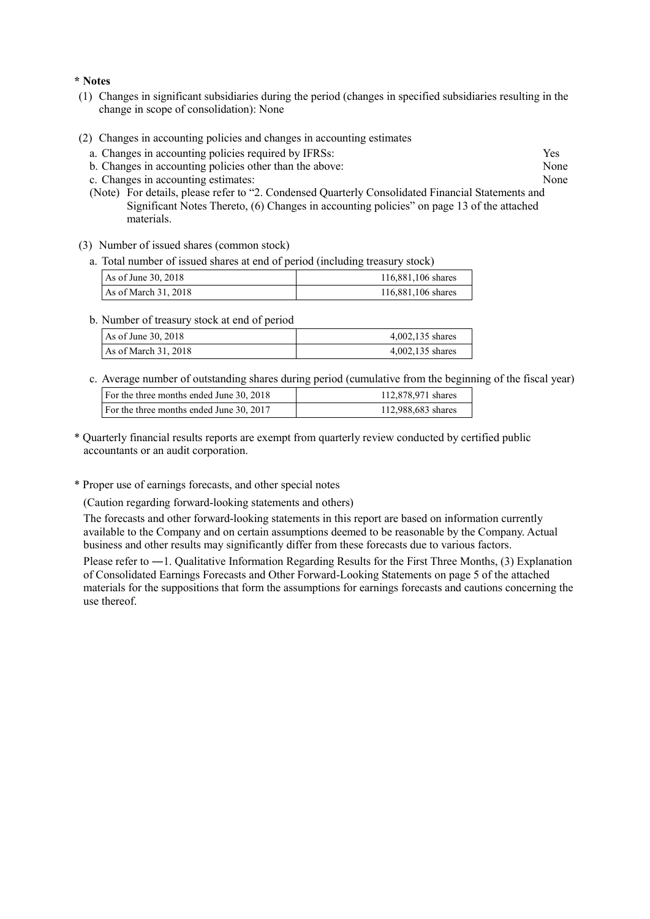**\* Notes**

(1) Changes in significant subsidiaries during the period (changes in specified subsidiaries resulting in the change in scope of consolidation): None

(2) Changes in accounting policies and changes in accounting estimates

a. Changes in accounting policies required by IFRSs: Yes

b. Changes in accounting policies other than the above: None

c. Changes in accounting estimates: None

(Note) For details, please refer to "2. Condensed Quarterly Consolidated Financial Statements and Significant Notes Thereto, (6) Changes in accounting policies" on page 13 of the attached materials.

(3) Number of issued shares (common stock)

a. Total number of issued shares at end of period (including treasury stock)

| | |
|---|---|
| As of June 30, 2018 | 116,881,106 shares |
| As of March 31, 2018 | 116,881,106 shares |

b. Number of treasury stock at end of period

| | |
|---|---|
| As of June 30, 2018 | 4,002,135 shares |
| As of March 31, 2018 | 4,002,135 shares |

c. Average number of outstanding shares during period (cumulative from the beginning of the fiscal year)

| | |
|---|---|
| For the three months ended June 30, 2018 | 112,878,971 shares |
| For the three months ended June 30, 2017 | 112,988,683 shares |

\* Quarterly financial results reports are exempt from quarterly review conducted by certified public accountants or an audit corporation.

\* Proper use of earnings forecasts, and other special notes

(Caution regarding forward-looking statements and others)

The forecasts and other forward-looking statements in this report are based on information currently available to the Company and on certain assumptions deemed to be reasonable by the Company. Actual business and other results may significantly differ from these forecasts due to various factors.

Please refer to ―1. Qualitative Information Regarding Results for the First Three Months, (3) Explanation of Consolidated Earnings Forecasts and Other Forward-Looking Statements on page 5 of the attached materials for the suppositions that form the assumptions for earnings forecasts and cautions concerning the use thereof.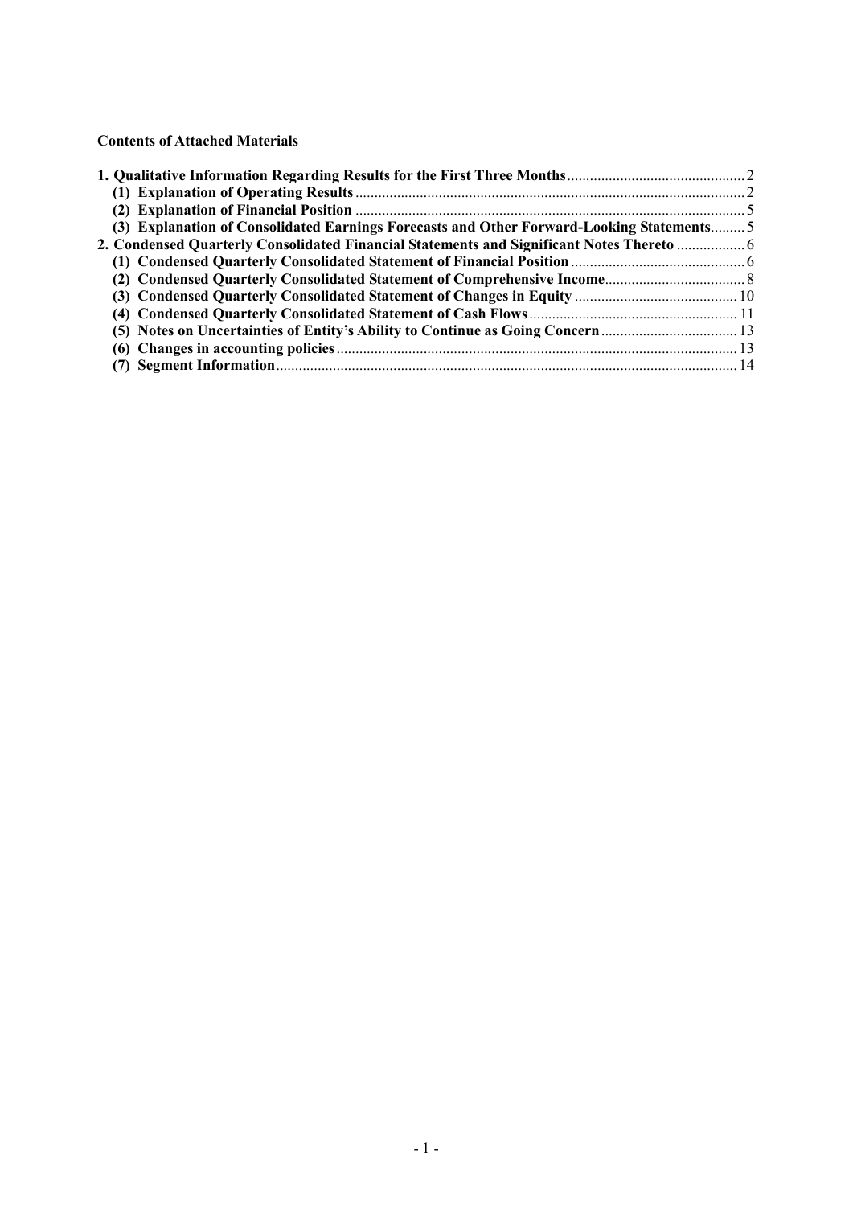**Contents of Attached Materials**

**1. Qualitative Information Regarding Results for the First Three Months** ........ 2

**(1) Explanation of Operating Results** ........ 2

**(2) Explanation of Financial Position** ........ 5

**(3) Explanation of Consolidated Earnings Forecasts and Other Forward-Looking Statements** ........ 5

**2. Condensed Quarterly Consolidated Financial Statements and Significant Notes Thereto** ........ 6

**(1) Condensed Quarterly Consolidated Statement of Financial Position** ........ 6

**(2) Condensed Quarterly Consolidated Statement of Comprehensive Income** ........ 8

**(3) Condensed Quarterly Consolidated Statement of Changes in Equity** ........ 10

**(4) Condensed Quarterly Consolidated Statement of Cash Flows** ........ 11

**(5) Notes on Uncertainties of Entity's Ability to Continue as Going Concern** ........ 13

**(6) Changes in accounting policies** ........ 13

**(7) Segment Information** ........ 14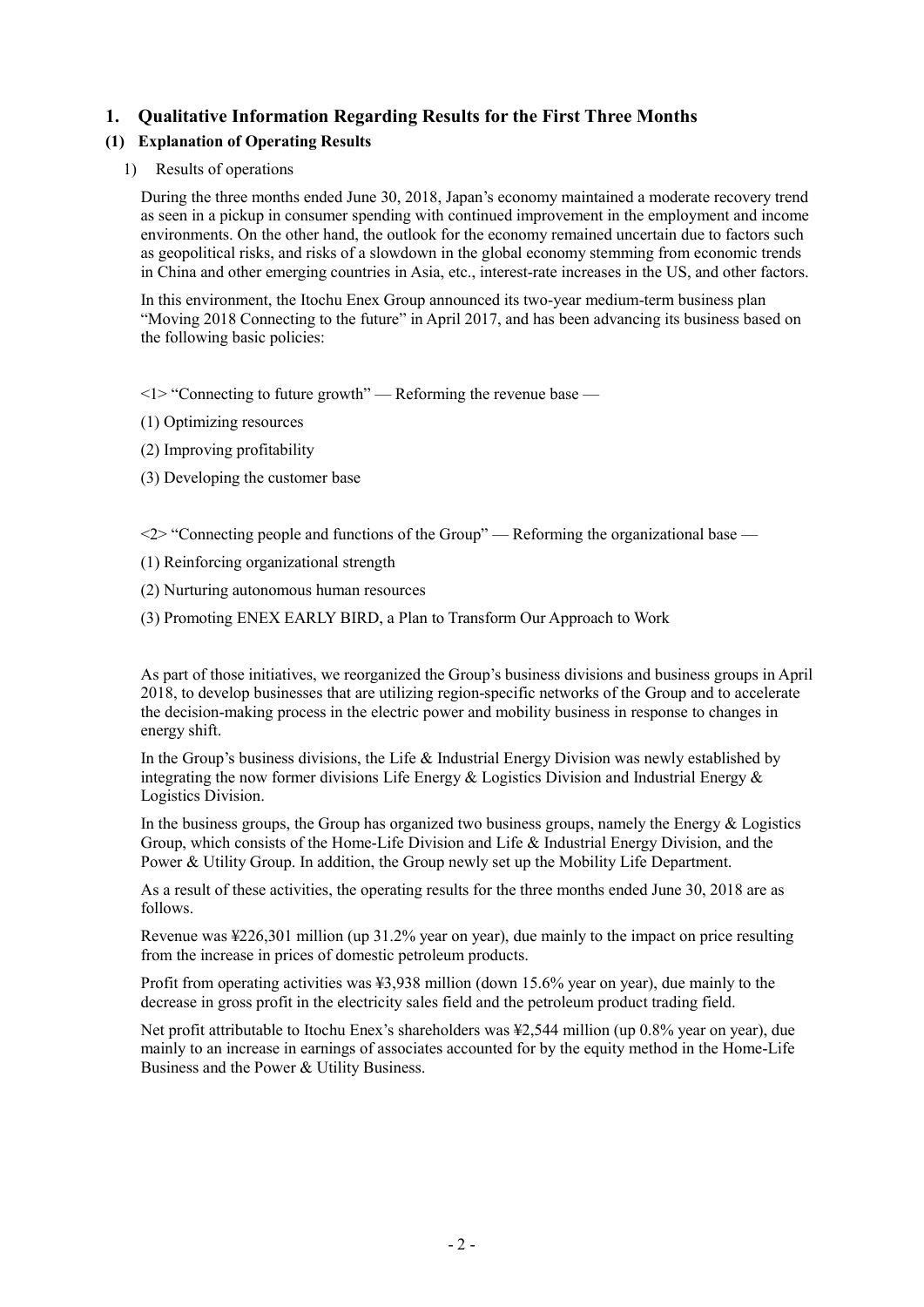## 1. Qualitative Information Regarding Results for the First Three Months

### (1) Explanation of Operating Results

1) Results of operations

During the three months ended June 30, 2018, Japan's economy maintained a moderate recovery trend as seen in a pickup in consumer spending with continued improvement in the employment and income environments. On the other hand, the outlook for the economy remained uncertain due to factors such as geopolitical risks, and risks of a slowdown in the global economy stemming from economic trends in China and other emerging countries in Asia, etc., interest-rate increases in the US, and other factors.

In this environment, the Itochu Enex Group announced its two-year medium-term business plan "Moving 2018 Connecting to the future" in April 2017, and has been advancing its business based on the following basic policies:

<1> "Connecting to future growth" — Reforming the revenue base —

(1) Optimizing resources

(2) Improving profitability

(3) Developing the customer base

<2> "Connecting people and functions of the Group" — Reforming the organizational base —

(1) Reinforcing organizational strength

(2) Nurturing autonomous human resources

(3) Promoting ENEX EARLY BIRD, a Plan to Transform Our Approach to Work

As part of those initiatives, we reorganized the Group's business divisions and business groups in April 2018, to develop businesses that are utilizing region-specific networks of the Group and to accelerate the decision-making process in the electric power and mobility business in response to changes in energy shift.

In the Group's business divisions, the Life & Industrial Energy Division was newly established by integrating the now former divisions Life Energy & Logistics Division and Industrial Energy & Logistics Division.

In the business groups, the Group has organized two business groups, namely the Energy & Logistics Group, which consists of the Home-Life Division and Life & Industrial Energy Division, and the Power & Utility Group. In addition, the Group newly set up the Mobility Life Department.

As a result of these activities, the operating results for the three months ended June 30, 2018 are as follows.

Revenue was ¥226,301 million (up 31.2% year on year), due mainly to the impact on price resulting from the increase in prices of domestic petroleum products.

Profit from operating activities was ¥3,938 million (down 15.6% year on year), due mainly to the decrease in gross profit in the electricity sales field and the petroleum product trading field.

Net profit attributable to Itochu Enex's shareholders was ¥2,544 million (up 0.8% year on year), due mainly to an increase in earnings of associates accounted for by the equity method in the Home-Life Business and the Power & Utility Business.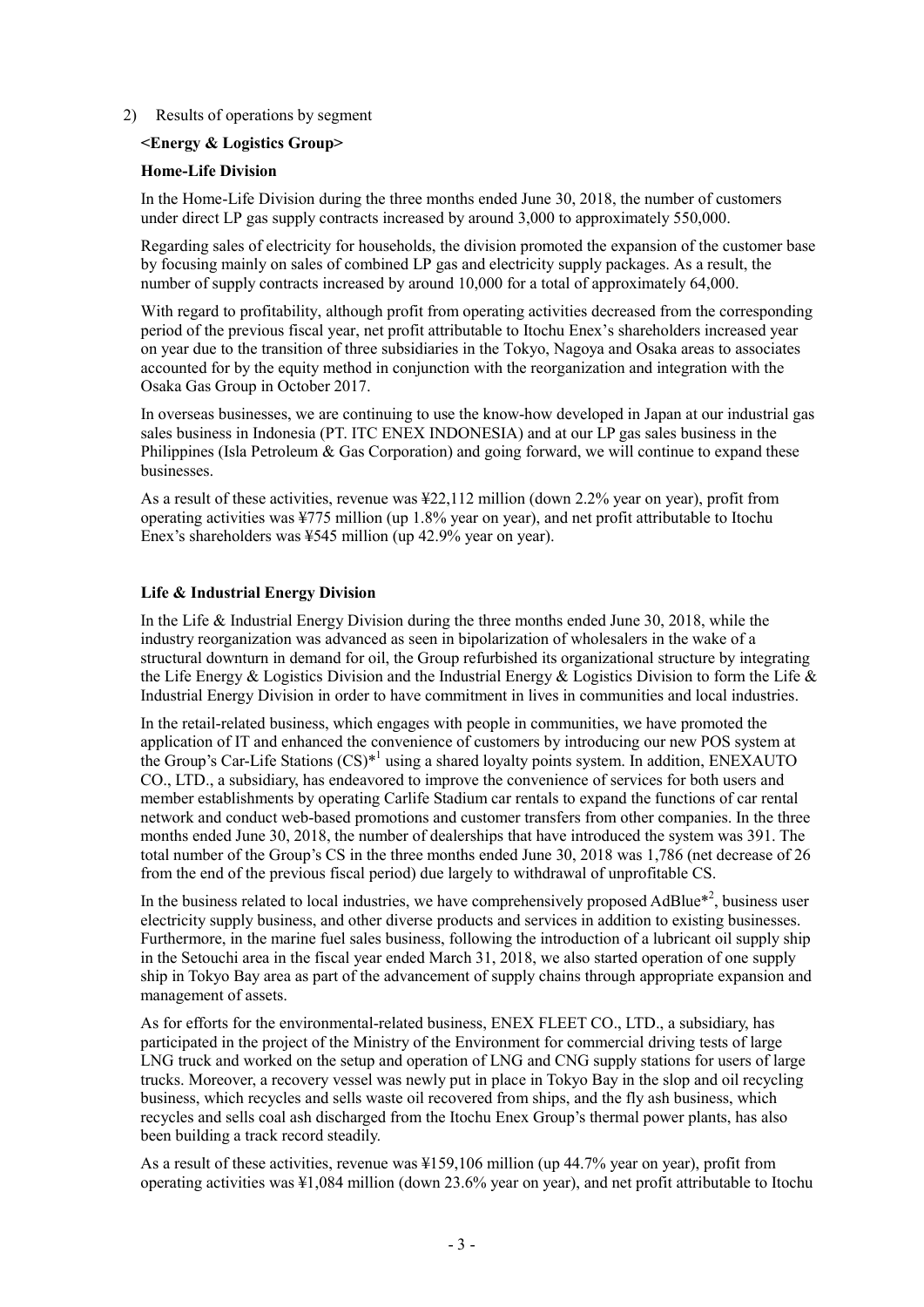2) Results of operations by segment

**<Energy & Logistics Group>**

**Home-Life Division**

In the Home-Life Division during the three months ended June 30, 2018, the number of customers under direct LP gas supply contracts increased by around 3,000 to approximately 550,000.

Regarding sales of electricity for households, the division promoted the expansion of the customer base by focusing mainly on sales of combined LP gas and electricity supply packages. As a result, the number of supply contracts increased by around 10,000 for a total of approximately 64,000.

With regard to profitability, although profit from operating activities decreased from the corresponding period of the previous fiscal year, net profit attributable to Itochu Enex's shareholders increased year on year due to the transition of three subsidiaries in the Tokyo, Nagoya and Osaka areas to associates accounted for by the equity method in conjunction with the reorganization and integration with the Osaka Gas Group in October 2017.

In overseas businesses, we are continuing to use the know-how developed in Japan at our industrial gas sales business in Indonesia (PT. ITC ENEX INDONESIA) and at our LP gas sales business in the Philippines (Isla Petroleum & Gas Corporation) and going forward, we will continue to expand these businesses.

As a result of these activities, revenue was ¥22,112 million (down 2.2% year on year), profit from operating activities was ¥775 million (up 1.8% year on year), and net profit attributable to Itochu Enex's shareholders was ¥545 million (up 42.9% year on year).

**Life & Industrial Energy Division**

In the Life & Industrial Energy Division during the three months ended June 30, 2018, while the industry reorganization was advanced as seen in bipolarization of wholesalers in the wake of a structural downturn in demand for oil, the Group refurbished its organizational structure by integrating the Life Energy & Logistics Division and the Industrial Energy & Logistics Division to form the Life & Industrial Energy Division in order to have commitment in lives in communities and local industries.

In the retail-related business, which engages with people in communities, we have promoted the application of IT and enhanced the convenience of customers by introducing our new POS system at the Group's Car-Life Stations (CS)*[1] using a shared loyalty points system. In addition, ENEXAUTO CO., LTD., a subsidiary, has endeavored to improve the convenience of services for both users and member establishments by operating Carlife Stadium car rentals to expand the functions of car rental network and conduct web-based promotions and customer transfers from other companies. In the three months ended June 30, 2018, the number of dealerships that have introduced the system was 391. The total number of the Group's CS in the three months ended June 30, 2018 was 1,786 (net decrease of 26 from the end of the previous fiscal period) due largely to withdrawal of unprofitable CS.

In the business related to local industries, we have comprehensively proposed AdBlue*[2], business user electricity supply business, and other diverse products and services in addition to existing businesses. Furthermore, in the marine fuel sales business, following the introduction of a lubricant oil supply ship in the Setouchi area in the fiscal year ended March 31, 2018, we also started operation of one supply ship in Tokyo Bay area as part of the advancement of supply chains through appropriate expansion and management of assets.

As for efforts for the environmental-related business, ENEX FLEET CO., LTD., a subsidiary, has participated in the project of the Ministry of the Environment for commercial driving tests of large LNG truck and worked on the setup and operation of LNG and CNG supply stations for users of large trucks. Moreover, a recovery vessel was newly put in place in Tokyo Bay in the slop and oil recycling business, which recycles and sells waste oil recovered from ships, and the fly ash business, which recycles and sells coal ash discharged from the Itochu Enex Group's thermal power plants, has also been building a track record steadily.

As a result of these activities, revenue was ¥159,106 million (up 44.7% year on year), profit from operating activities was ¥1,084 million (down 23.6% year on year), and net profit attributable to Itochu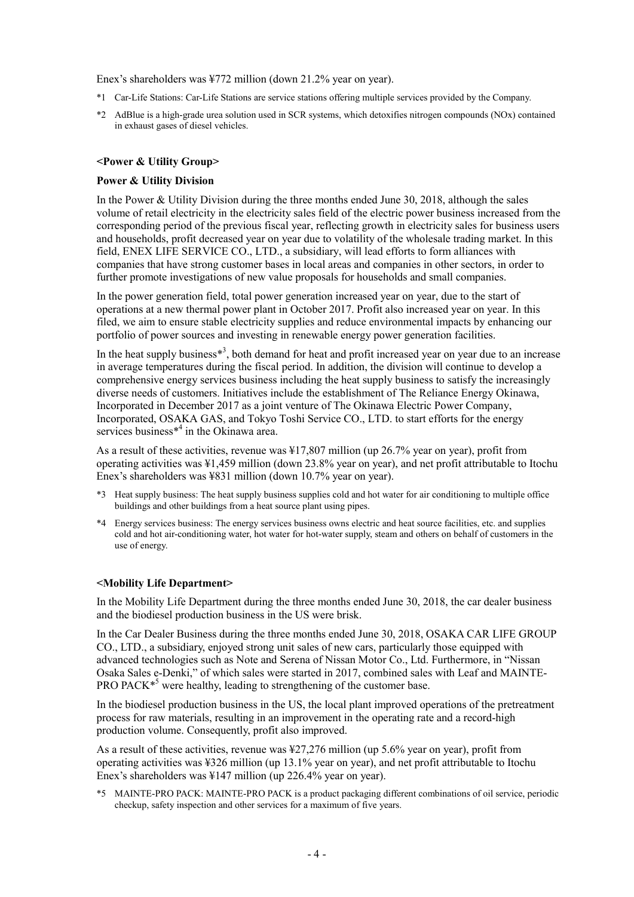Enex's shareholders was ¥772 million (down 21.2% year on year).

*1 Car-Life Stations: Car-Life Stations are service stations offering multiple services provided by the Company.

*2 AdBlue is a high-grade urea solution used in SCR systems, which detoxifies nitrogen compounds (NOx) contained in exhaust gases of diesel vehicles.

**<Power & Utility Group>**

**Power & Utility Division**

In the Power & Utility Division during the three months ended June 30, 2018, although the sales volume of retail electricity in the electricity sales field of the electric power business increased from the corresponding period of the previous fiscal year, reflecting growth in electricity sales for business users and households, profit decreased year on year due to volatility of the wholesale trading market. In this field, ENEX LIFE SERVICE CO., LTD., a subsidiary, will lead efforts to form alliances with companies that have strong customer bases in local areas and companies in other sectors, in order to further promote investigations of new value proposals for households and small companies.

In the power generation field, total power generation increased year on year, due to the start of operations at a new thermal power plant in October 2017. Profit also increased year on year. In this filed, we aim to ensure stable electricity supplies and reduce environmental impacts by enhancing our portfolio of power sources and investing in renewable energy power generation facilities.

In the heat supply business*[3], both demand for heat and profit increased year on year due to an increase in average temperatures during the fiscal period. In addition, the division will continue to develop a comprehensive energy services business including the heat supply business to satisfy the increasingly diverse needs of customers. Initiatives include the establishment of The Reliance Energy Okinawa, Incorporated in December 2017 as a joint venture of The Okinawa Electric Power Company, Incorporated, OSAKA GAS, and Tokyo Toshi Service CO., LTD. to start efforts for the energy services business*[4] in the Okinawa area.

As a result of these activities, revenue was ¥17,807 million (up 26.7% year on year), profit from operating activities was ¥1,459 million (down 23.8% year on year), and net profit attributable to Itochu Enex's shareholders was ¥831 million (down 10.7% year on year).

*3 Heat supply business: The heat supply business supplies cold and hot water for air conditioning to multiple office buildings and other buildings from a heat source plant using pipes.

*4 Energy services business: The energy services business owns electric and heat source facilities, etc. and supplies cold and hot air-conditioning water, hot water for hot-water supply, steam and others on behalf of customers in the use of energy.

**<Mobility Life Department>**

In the Mobility Life Department during the three months ended June 30, 2018, the car dealer business and the biodiesel production business in the US were brisk.

In the Car Dealer Business during the three months ended June 30, 2018, OSAKA CAR LIFE GROUP CO., LTD., a subsidiary, enjoyed strong unit sales of new cars, particularly those equipped with advanced technologies such as Note and Serena of Nissan Motor Co., Ltd. Furthermore, in "Nissan Osaka Sales e-Denki," of which sales were started in 2017, combined sales with Leaf and MAINTE-PRO PACK*[5] were healthy, leading to strengthening of the customer base.

In the biodiesel production business in the US, the local plant improved operations of the pretreatment process for raw materials, resulting in an improvement in the operating rate and a record-high production volume. Consequently, profit also improved.

As a result of these activities, revenue was ¥27,276 million (up 5.6% year on year), profit from operating activities was ¥326 million (up 13.1% year on year), and net profit attributable to Itochu Enex's shareholders was ¥147 million (up 226.4% year on year).

*5 MAINTE-PRO PACK: MAINTE-PRO PACK is a product packaging different combinations of oil service, periodic checkup, safety inspection and other services for a maximum of five years.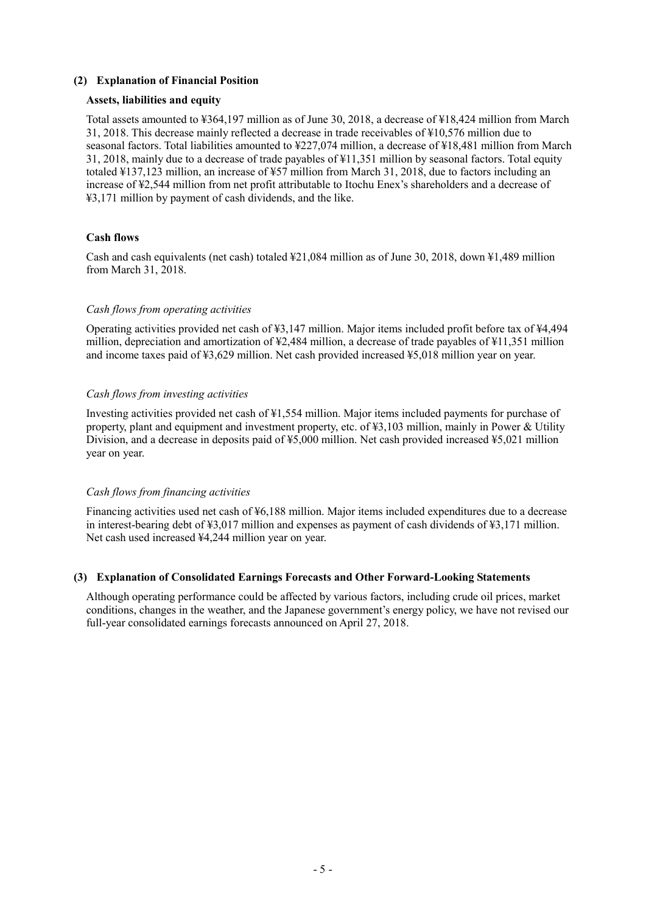### (2) Explanation of Financial Position

#### Assets, liabilities and equity

Total assets amounted to ¥364,197 million as of June 30, 2018, a decrease of ¥18,424 million from March 31, 2018. This decrease mainly reflected a decrease in trade receivables of ¥10,576 million due to seasonal factors. Total liabilities amounted to ¥227,074 million, a decrease of ¥18,481 million from March 31, 2018, mainly due to a decrease of trade payables of ¥11,351 million by seasonal factors. Total equity totaled ¥137,123 million, an increase of ¥57 million from March 31, 2018, due to factors including an increase of ¥2,544 million from net profit attributable to Itochu Enex's shareholders and a decrease of ¥3,171 million by payment of cash dividends, and the like.

#### Cash flows

Cash and cash equivalents (net cash) totaled ¥21,084 million as of June 30, 2018, down ¥1,489 million from March 31, 2018.

*Cash flows from operating activities*

Operating activities provided net cash of ¥3,147 million. Major items included profit before tax of ¥4,494 million, depreciation and amortization of ¥2,484 million, a decrease of trade payables of ¥11,351 million and income taxes paid of ¥3,629 million. Net cash provided increased ¥5,018 million year on year.

*Cash flows from investing activities*

Investing activities provided net cash of ¥1,554 million. Major items included payments for purchase of property, plant and equipment and investment property, etc. of ¥3,103 million, mainly in Power & Utility Division, and a decrease in deposits paid of ¥5,000 million. Net cash provided increased ¥5,021 million year on year.

*Cash flows from financing activities*

Financing activities used net cash of ¥6,188 million. Major items included expenditures due to a decrease in interest-bearing debt of ¥3,017 million and expenses as payment of cash dividends of ¥3,171 million. Net cash used increased ¥4,244 million year on year.

### (3) Explanation of Consolidated Earnings Forecasts and Other Forward-Looking Statements

Although operating performance could be affected by various factors, including crude oil prices, market conditions, changes in the weather, and the Japanese government's energy policy, we have not revised our full-year consolidated earnings forecasts announced on April 27, 2018.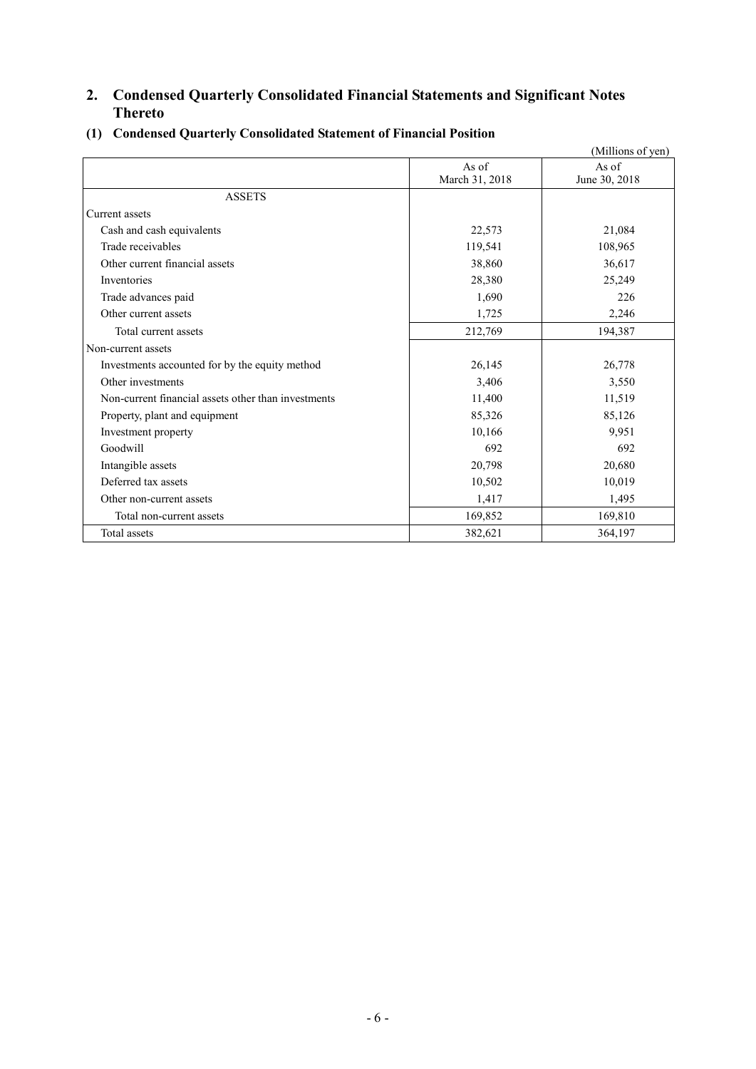## 2. Condensed Quarterly Consolidated Financial Statements and Significant Notes Thereto

### (1) Condensed Quarterly Consolidated Statement of Financial Position

(Millions of yen)

| | As of March 31, 2018 | As of June 30, 2018 |
|---|---|---|
| ASSETS | | |
| Current assets | | |
| Cash and cash equivalents | 22,573 | 21,084 |
| Trade receivables | 119,541 | 108,965 |
| Other current financial assets | 38,860 | 36,617 |
| Inventories | 28,380 | 25,249 |
| Trade advances paid | 1,690 | 226 |
| Other current assets | 1,725 | 2,246 |
| Total current assets | 212,769 | 194,387 |
| Non-current assets | | |
| Investments accounted for by the equity method | 26,145 | 26,778 |
| Other investments | 3,406 | 3,550 |
| Non-current financial assets other than investments | 11,400 | 11,519 |
| Property, plant and equipment | 85,326 | 85,126 |
| Investment property | 10,166 | 9,951 |
| Goodwill | 692 | 692 |
| Intangible assets | 20,798 | 20,680 |
| Deferred tax assets | 10,502 | 10,019 |
| Other non-current assets | 1,417 | 1,495 |
| Total non-current assets | 169,852 | 169,810 |
| Total assets | 382,621 | 364,197 |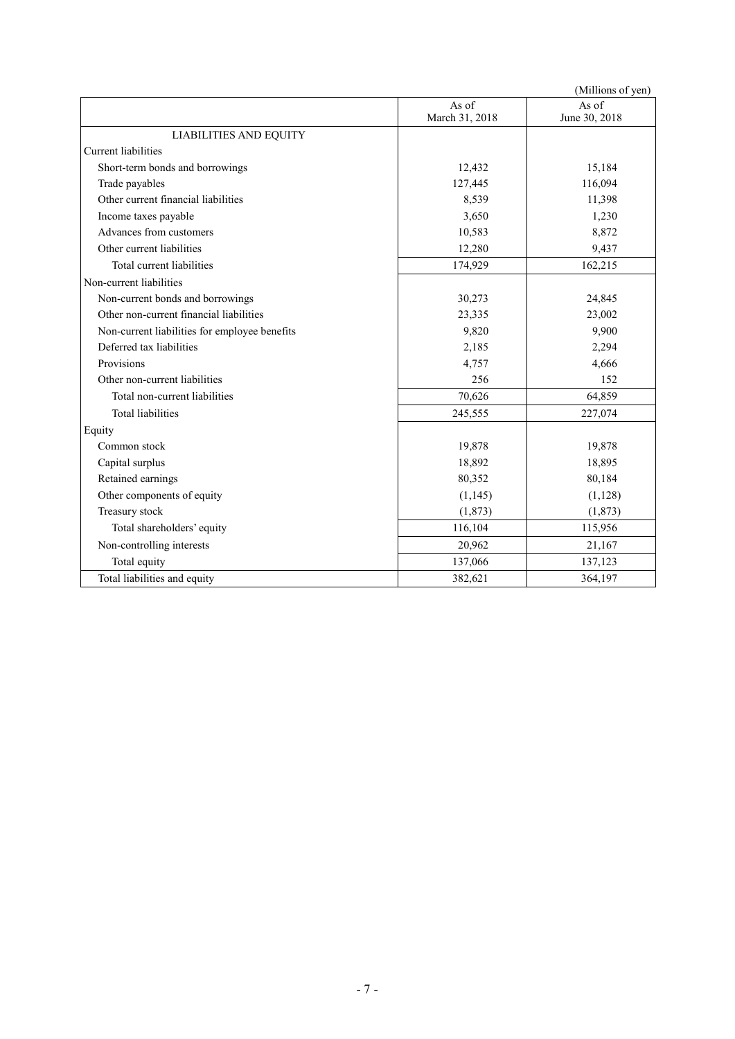(Millions of yen)

| | As of March 31, 2018 | As of June 30, 2018 |
|---|---|---|
| LIABILITIES AND EQUITY | | |
| Current liabilities | | |
| Short-term bonds and borrowings | 12,432 | 15,184 |
| Trade payables | 127,445 | 116,094 |
| Other current financial liabilities | 8,539 | 11,398 |
| Income taxes payable | 3,650 | 1,230 |
| Advances from customers | 10,583 | 8,872 |
| Other current liabilities | 12,280 | 9,437 |
| Total current liabilities | 174,929 | 162,215 |
| Non-current liabilities | | |
| Non-current bonds and borrowings | 30,273 | 24,845 |
| Other non-current financial liabilities | 23,335 | 23,002 |
| Non-current liabilities for employee benefits | 9,820 | 9,900 |
| Deferred tax liabilities | 2,185 | 2,294 |
| Provisions | 4,757 | 4,666 |
| Other non-current liabilities | 256 | 152 |
| Total non-current liabilities | 70,626 | 64,859 |
| Total liabilities | 245,555 | 227,074 |
| Equity | | |
| Common stock | 19,878 | 19,878 |
| Capital surplus | 18,892 | 18,895 |
| Retained earnings | 80,352 | 80,184 |
| Other components of equity | (1,145) | (1,128) |
| Treasury stock | (1,873) | (1,873) |
| Total shareholders' equity | 116,104 | 115,956 |
| Non-controlling interests | 20,962 | 21,167 |
| Total equity | 137,066 | 137,123 |
| Total liabilities and equity | 382,621 | 364,197 |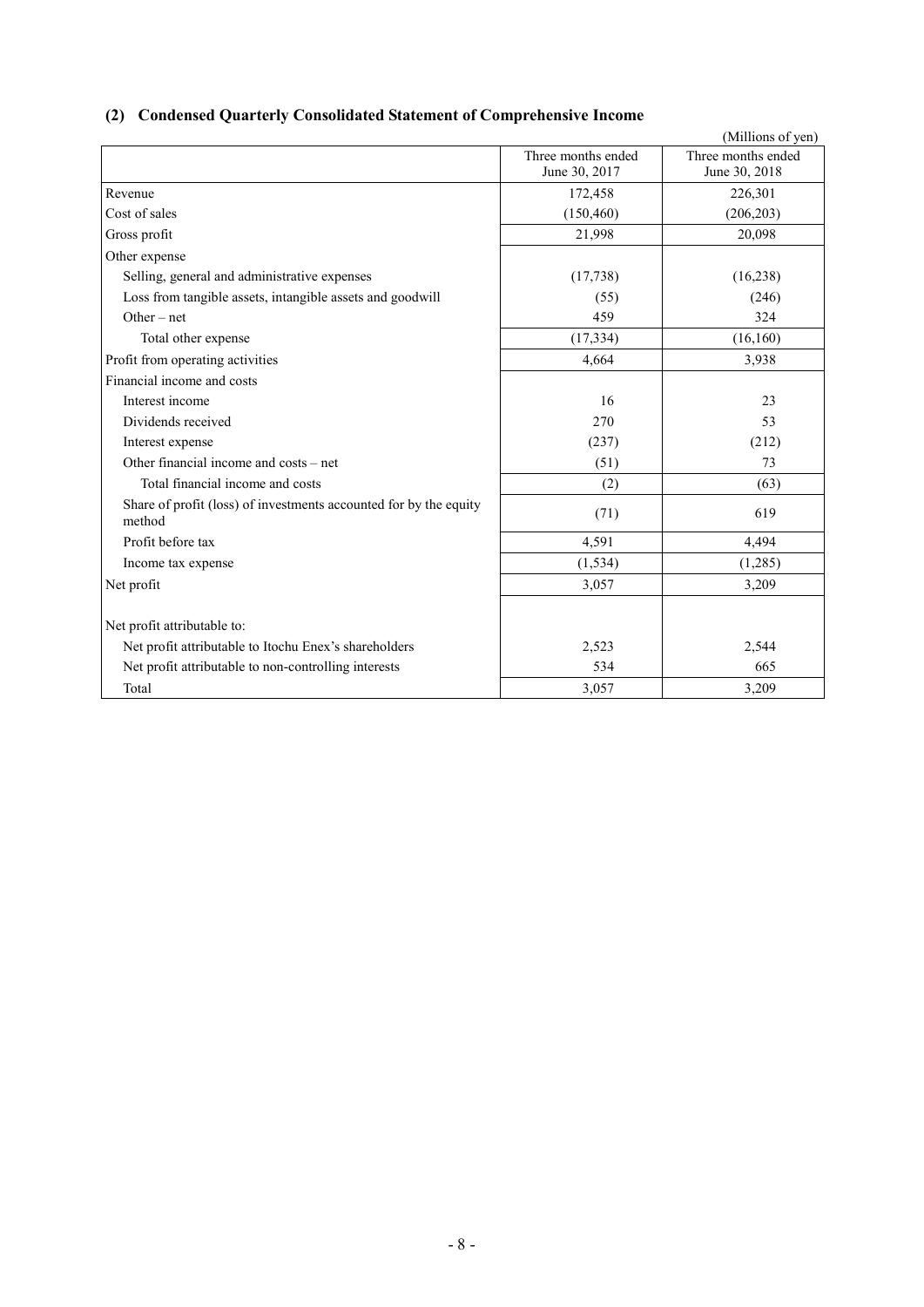## (2) Condensed Quarterly Consolidated Statement of Comprehensive Income

(Millions of yen)

| | Three months ended June 30, 2017 | Three months ended June 30, 2018 |
|---|---|---|
| Revenue | 172,458 | 226,301 |
| Cost of sales | (150,460) | (206,203) |
| Gross profit | 21,998 | 20,098 |
| Other expense | | |
| Selling, general and administrative expenses | (17,738) | (16,238) |
| Loss from tangible assets, intangible assets and goodwill | (55) | (246) |
| Other – net | 459 | 324 |
| Total other expense | (17,334) | (16,160) |
| Profit from operating activities | 4,664 | 3,938 |
| Financial income and costs | | |
| Interest income | 16 | 23 |
| Dividends received | 270 | 53 |
| Interest expense | (237) | (212) |
| Other financial income and costs – net | (51) | 73 |
| Total financial income and costs | (2) | (63) |
| Share of profit (loss) of investments accounted for by the equity method | (71) | 619 |
| Profit before tax | 4,591 | 4,494 |
| Income tax expense | (1,534) | (1,285) |
| Net profit | 3,057 | 3,209 |
| Net profit attributable to: | | |
| Net profit attributable to Itochu Enex's shareholders | 2,523 | 2,544 |
| Net profit attributable to non-controlling interests | 534 | 665 |
| Total | 3,057 | 3,209 |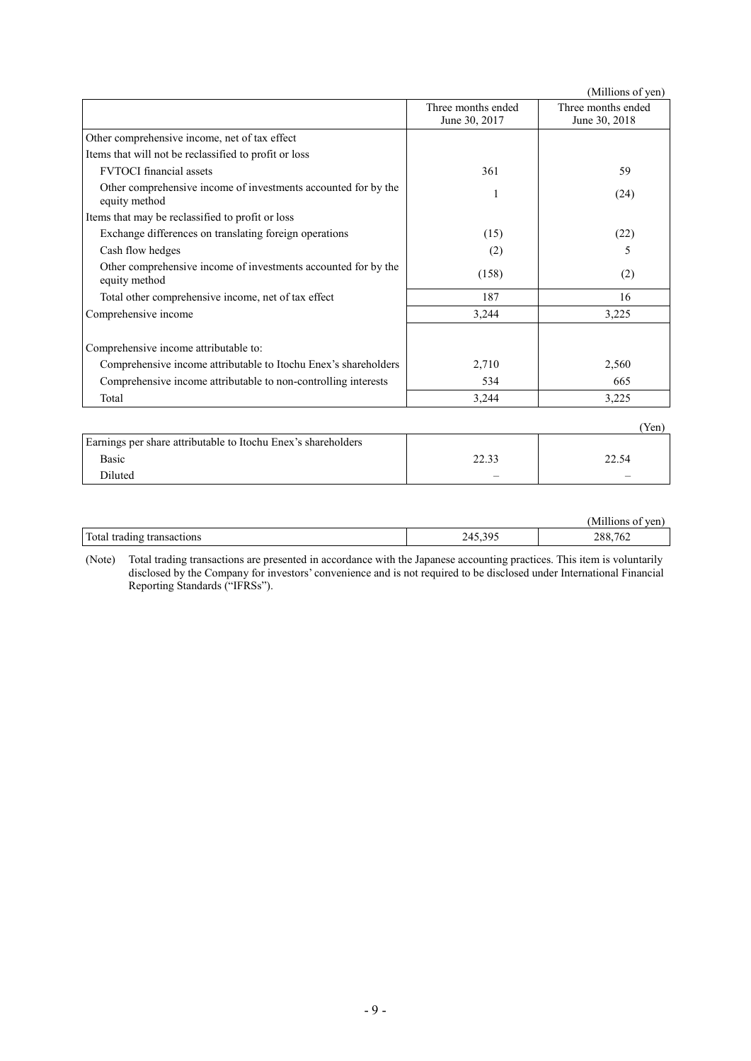(Millions of yen)

| | Three months ended June 30, 2017 | Three months ended June 30, 2018 |
|---|---|---|
| Other comprehensive income, net of tax effect | | |
| Items that will not be reclassified to profit or loss | | |
| FVTOCI financial assets | 361 | 59 |
| Other comprehensive income of investments accounted for by the equity method | 1 | (24) |
| Items that may be reclassified to profit or loss | | |
| Exchange differences on translating foreign operations | (15) | (22) |
| Cash flow hedges | (2) | 5 |
| Other comprehensive income of investments accounted for by the equity method | (158) | (2) |
| Total other comprehensive income, net of tax effect | 187 | 16 |
| Comprehensive income | 3,244 | 3,225 |
| Comprehensive income attributable to: | | |
| Comprehensive income attributable to Itochu Enex's shareholders | 2,710 | 2,560 |
| Comprehensive income attributable to non-controlling interests | 534 | 665 |
| Total | 3,244 | 3,225 |

(Yen)

| | | |
|---|---|---|
| Earnings per share attributable to Itochu Enex's shareholders | | |
| Basic | 22.33 | 22.54 |
| Diluted | – | – |

(Millions of yen)

| | | |
|---|---|---|
| Total trading transactions | 245,395 | 288,762 |

(Note) Total trading transactions are presented in accordance with the Japanese accounting practices. This item is voluntarily disclosed by the Company for investors' convenience and is not required to be disclosed under International Financial Reporting Standards ("IFRSs").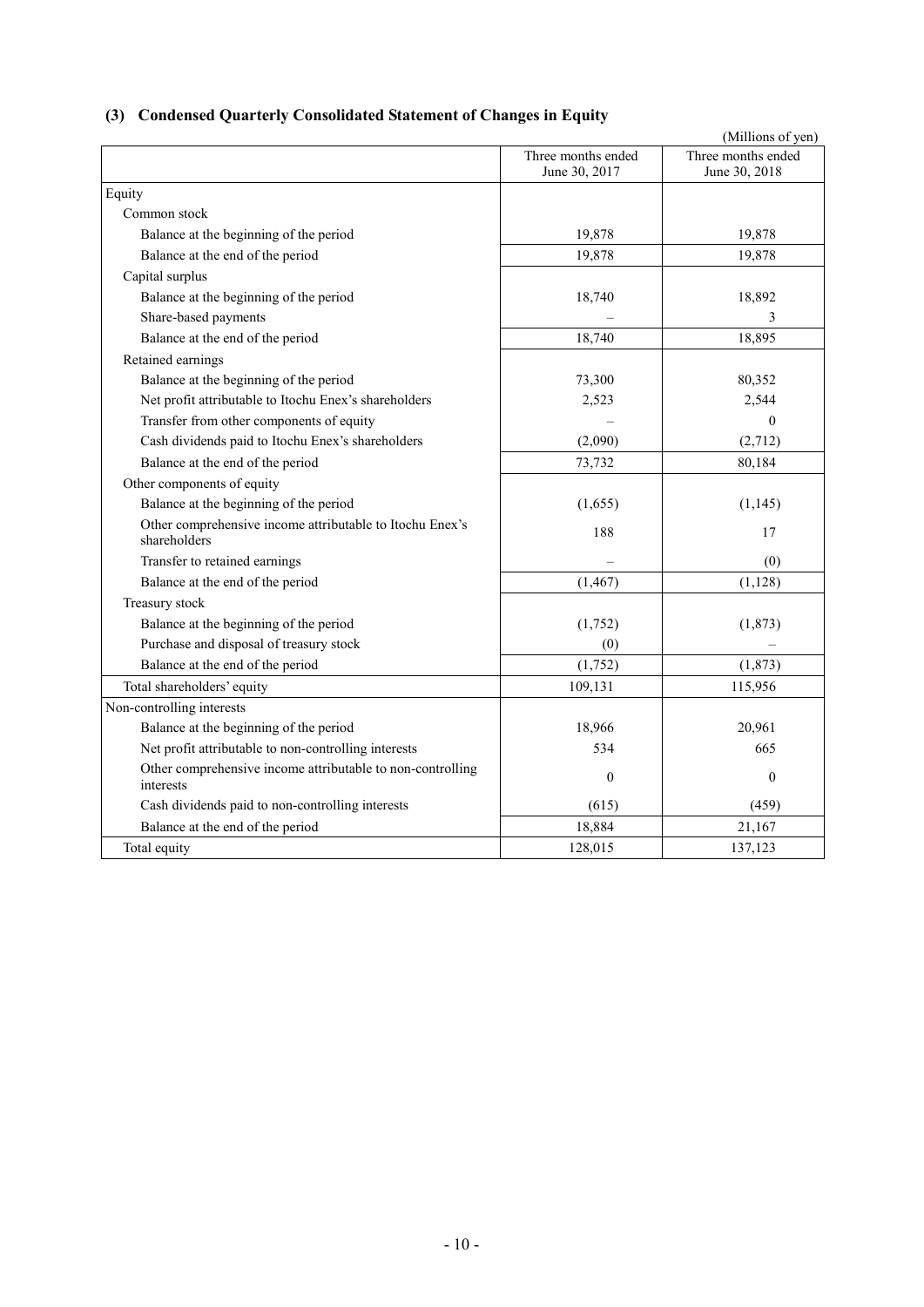### (3) Condensed Quarterly Consolidated Statement of Changes in Equity

(Millions of yen)

| | Three months ended June 30, 2017 | Three months ended June 30, 2018 |
|---|---|---|
| Equity | | |
| Common stock | | |
| Balance at the beginning of the period | 19,878 | 19,878 |
| Balance at the end of the period | 19,878 | 19,878 |
| Capital surplus | | |
| Balance at the beginning of the period | 18,740 | 18,892 |
| Share-based payments | – | 3 |
| Balance at the end of the period | 18,740 | 18,895 |
| Retained earnings | | |
| Balance at the beginning of the period | 73,300 | 80,352 |
| Net profit attributable to Itochu Enex's shareholders | 2,523 | 2,544 |
| Transfer from other components of equity | – | 0 |
| Cash dividends paid to Itochu Enex's shareholders | (2,090) | (2,712) |
| Balance at the end of the period | 73,732 | 80,184 |
| Other components of equity | | |
| Balance at the beginning of the period | (1,655) | (1,145) |
| Other comprehensive income attributable to Itochu Enex's shareholders | 188 | 17 |
| Transfer to retained earnings | – | (0) |
| Balance at the end of the period | (1,467) | (1,128) |
| Treasury stock | | |
| Balance at the beginning of the period | (1,752) | (1,873) |
| Purchase and disposal of treasury stock | (0) | – |
| Balance at the end of the period | (1,752) | (1,873) |
| Total shareholders' equity | 109,131 | 115,956 |
| Non-controlling interests | | |
| Balance at the beginning of the period | 18,966 | 20,961 |
| Net profit attributable to non-controlling interests | 534 | 665 |
| Other comprehensive income attributable to non-controlling interests | 0 | 0 |
| Cash dividends paid to non-controlling interests | (615) | (459) |
| Balance at the end of the period | 18,884 | 21,167 |
| Total equity | 128,015 | 137,123 |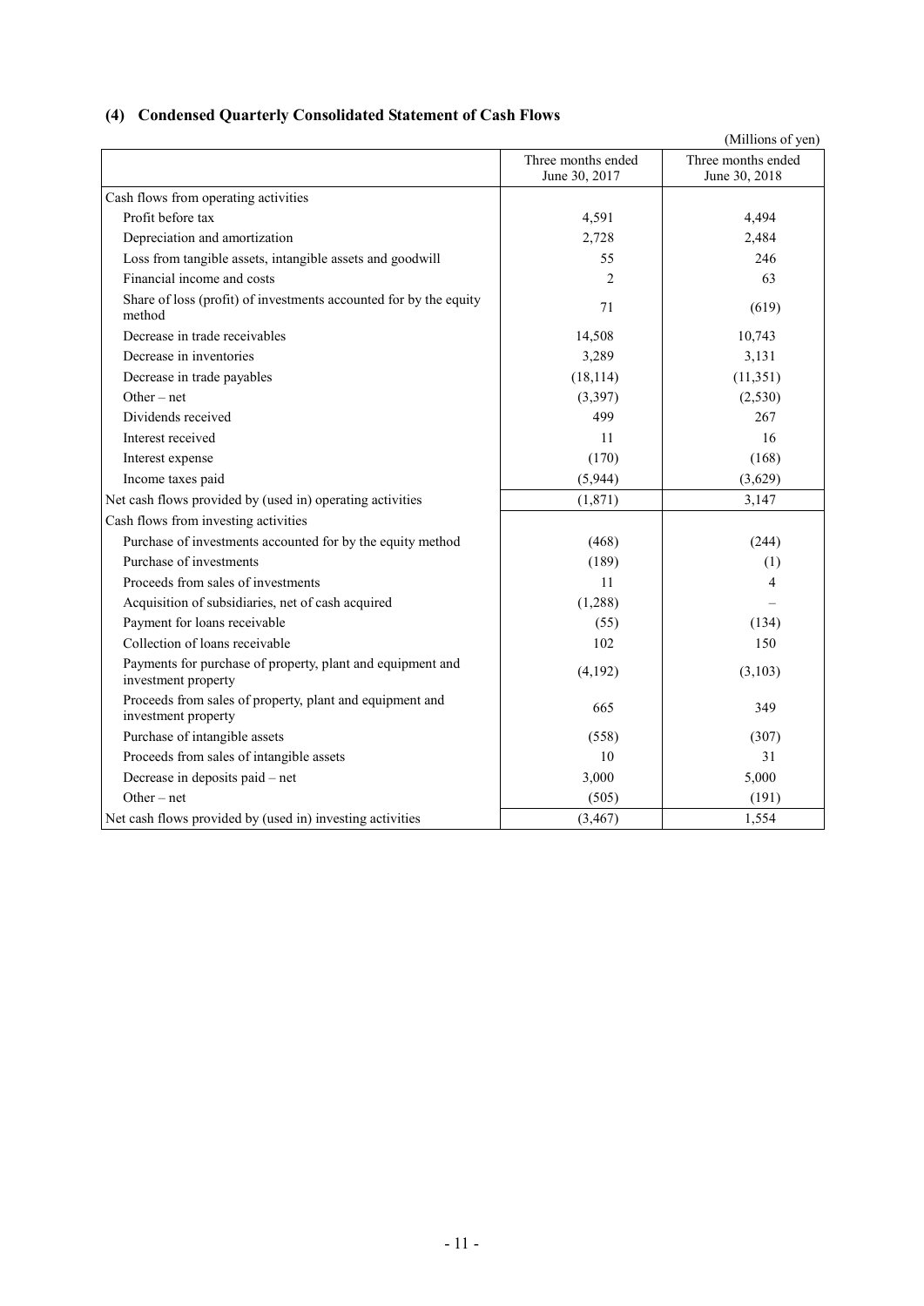## (4) Condensed Quarterly Consolidated Statement of Cash Flows

(Millions of yen)

| | Three months ended June 30, 2017 | Three months ended June 30, 2018 |
|---|---|---|
| Cash flows from operating activities | | |
| Profit before tax | 4,591 | 4,494 |
| Depreciation and amortization | 2,728 | 2,484 |
| Loss from tangible assets, intangible assets and goodwill | 55 | 246 |
| Financial income and costs | 2 | 63 |
| Share of loss (profit) of investments accounted for by the equity method | 71 | (619) |
| Decrease in trade receivables | 14,508 | 10,743 |
| Decrease in inventories | 3,289 | 3,131 |
| Decrease in trade payables | (18,114) | (11,351) |
| Other – net | (3,397) | (2,530) |
| Dividends received | 499 | 267 |
| Interest received | 11 | 16 |
| Interest expense | (170) | (168) |
| Income taxes paid | (5,944) | (3,629) |
| Net cash flows provided by (used in) operating activities | (1,871) | 3,147 |
| Cash flows from investing activities | | |
| Purchase of investments accounted for by the equity method | (468) | (244) |
| Purchase of investments | (189) | (1) |
| Proceeds from sales of investments | 11 | 4 |
| Acquisition of subsidiaries, net of cash acquired | (1,288) | – |
| Payment for loans receivable | (55) | (134) |
| Collection of loans receivable | 102 | 150 |
| Payments for purchase of property, plant and equipment and investment property | (4,192) | (3,103) |
| Proceeds from sales of property, plant and equipment and investment property | 665 | 349 |
| Purchase of intangible assets | (558) | (307) |
| Proceeds from sales of intangible assets | 10 | 31 |
| Decrease in deposits paid – net | 3,000 | 5,000 |
| Other – net | (505) | (191) |
| Net cash flows provided by (used in) investing activities | (3,467) | 1,554 |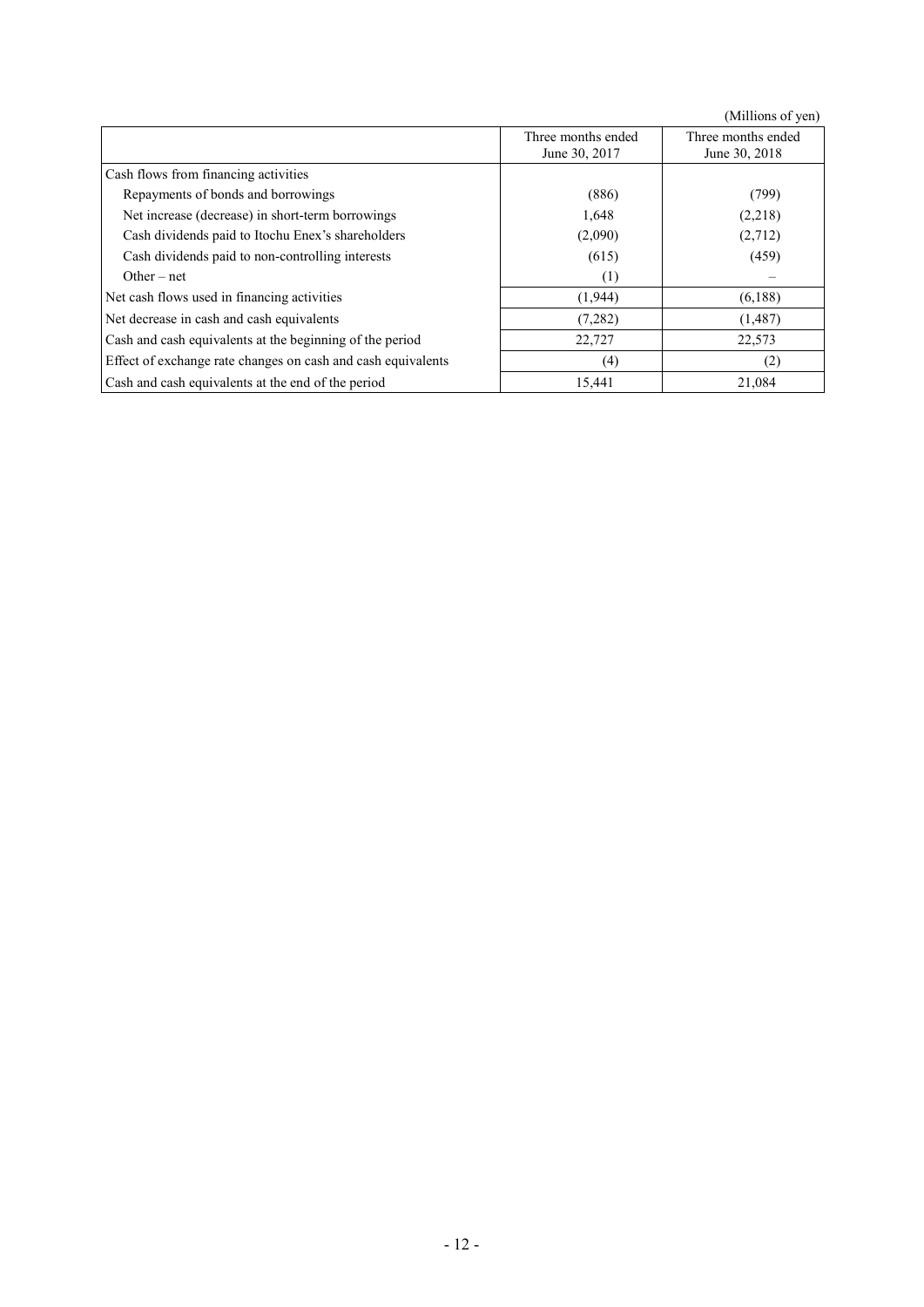(Millions of yen)

| | Three months ended June 30, 2017 | Three months ended June 30, 2018 |
|---|---|---|
| Cash flows from financing activities | | |
| Repayments of bonds and borrowings | (886) | (799) |
| Net increase (decrease) in short-term borrowings | 1,648 | (2,218) |
| Cash dividends paid to Itochu Enex's shareholders | (2,090) | (2,712) |
| Cash dividends paid to non-controlling interests | (615) | (459) |
| Other – net | (1) | – |
| Net cash flows used in financing activities | (1,944) | (6,188) |
| Net decrease in cash and cash equivalents | (7,282) | (1,487) |
| Cash and cash equivalents at the beginning of the period | 22,727 | 22,573 |
| Effect of exchange rate changes on cash and cash equivalents | (4) | (2) |
| Cash and cash equivalents at the end of the period | 15,441 | 21,084 |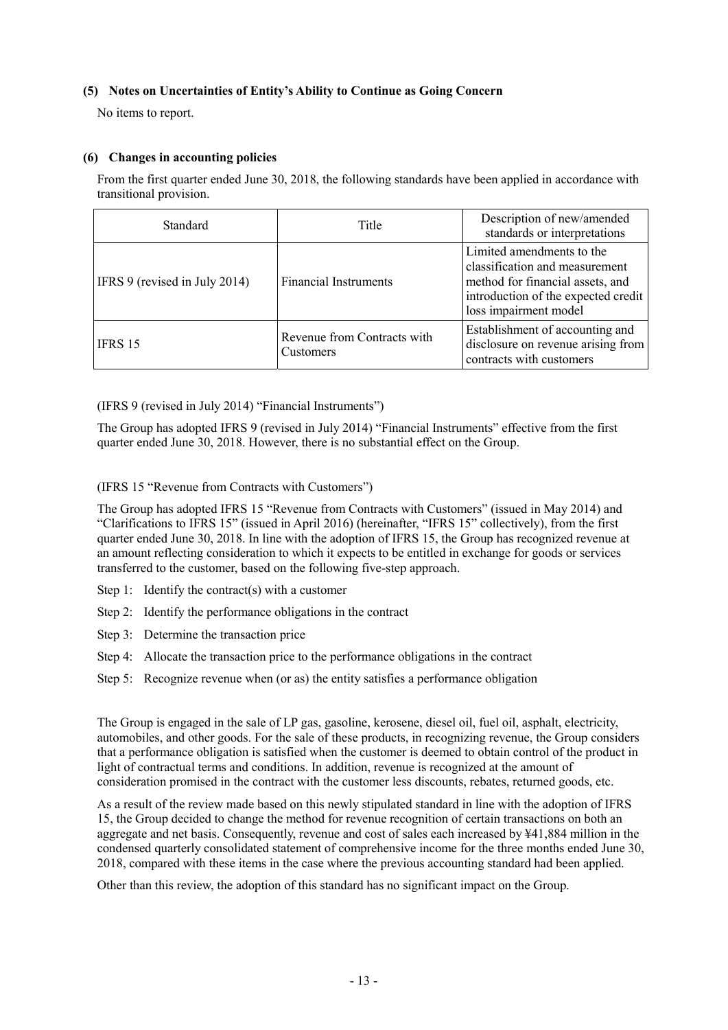### (5) Notes on Uncertainties of Entity's Ability to Continue as Going Concern

No items to report.

### (6) Changes in accounting policies

From the first quarter ended June 30, 2018, the following standards have been applied in accordance with transitional provision.

| Standard | Title | Description of new/amended standards or interpretations |
|---|---|---|
| IFRS 9 (revised in July 2014) | Financial Instruments | Limited amendments to the classification and measurement method for financial assets, and introduction of the expected credit loss impairment model |
| IFRS 15 | Revenue from Contracts with Customers | Establishment of accounting and disclosure on revenue arising from contracts with customers |

(IFRS 9 (revised in July 2014) "Financial Instruments")

The Group has adopted IFRS 9 (revised in July 2014) "Financial Instruments" effective from the first quarter ended June 30, 2018. However, there is no substantial effect on the Group.

(IFRS 15 "Revenue from Contracts with Customers")

The Group has adopted IFRS 15 "Revenue from Contracts with Customers" (issued in May 2014) and "Clarifications to IFRS 15" (issued in April 2016) (hereinafter, "IFRS 15" collectively), from the first quarter ended June 30, 2018. In line with the adoption of IFRS 15, the Group has recognized revenue at an amount reflecting consideration to which it expects to be entitled in exchange for goods or services transferred to the customer, based on the following five-step approach.

Step 1: Identify the contract(s) with a customer

Step 2: Identify the performance obligations in the contract

Step 3: Determine the transaction price

Step 4: Allocate the transaction price to the performance obligations in the contract

Step 5: Recognize revenue when (or as) the entity satisfies a performance obligation

The Group is engaged in the sale of LP gas, gasoline, kerosene, diesel oil, fuel oil, asphalt, electricity, automobiles, and other goods. For the sale of these products, in recognizing revenue, the Group considers that a performance obligation is satisfied when the customer is deemed to obtain control of the product in light of contractual terms and conditions. In addition, revenue is recognized at the amount of consideration promised in the contract with the customer less discounts, rebates, returned goods, etc.

As a result of the review made based on this newly stipulated standard in line with the adoption of IFRS 15, the Group decided to change the method for revenue recognition of certain transactions on both an aggregate and net basis. Consequently, revenue and cost of sales each increased by ¥41,884 million in the condensed quarterly consolidated statement of comprehensive income for the three months ended June 30, 2018, compared with these items in the case where the previous accounting standard had been applied.

Other than this review, the adoption of this standard has no significant impact on the Group.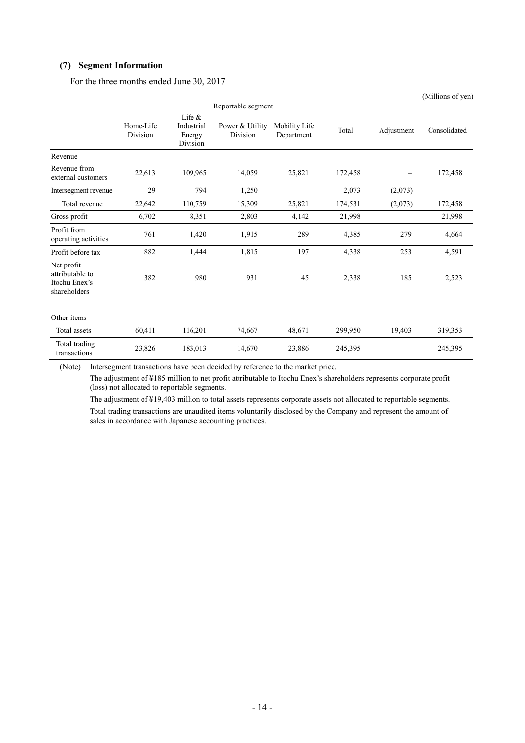### (7) Segment Information

For the three months ended June 30, 2017

(Millions of yen)

| | Reportable segment | | | | | | |
|---|---|---|---|---|---|---|---|
| | Home-Life Division | Life & Industrial Energy Division | Power & Utility Division | Mobility Life Department | Total | Adjustment | Consolidated |
| Revenue | | | | | | | |
| Revenue from external customers | 22,613 | 109,965 | 14,059 | 25,821 | 172,458 | – | 172,458 |
| Intersegment revenue | 29 | 794 | 1,250 | – | 2,073 | (2,073) | – |
| Total revenue | 22,642 | 110,759 | 15,309 | 25,821 | 174,531 | (2,073) | 172,458 |
| Gross profit | 6,702 | 8,351 | 2,803 | 4,142 | 21,998 | – | 21,998 |
| Profit from operating activities | 761 | 1,420 | 1,915 | 289 | 4,385 | 279 | 4,664 |
| Profit before tax | 882 | 1,444 | 1,815 | 197 | 4,338 | 253 | 4,591 |
| Net profit attributable to Itochu Enex's shareholders | 382 | 980 | 931 | 45 | 2,338 | 185 | 2,523 |
| Other items | | | | | | | |
| Total assets | 60,411 | 116,201 | 74,667 | 48,671 | 299,950 | 19,403 | 319,353 |
| Total trading transactions | 23,826 | 183,013 | 14,670 | 23,886 | 245,395 | – | 245,395 |

(Note) Intersegment transactions have been decided by reference to the market price.

The adjustment of ¥185 million to net profit attributable to Itochu Enex's shareholders represents corporate profit (loss) not allocated to reportable segments.

The adjustment of ¥19,403 million to total assets represents corporate assets not allocated to reportable segments.

Total trading transactions are unaudited items voluntarily disclosed by the Company and represent the amount of sales in accordance with Japanese accounting practices.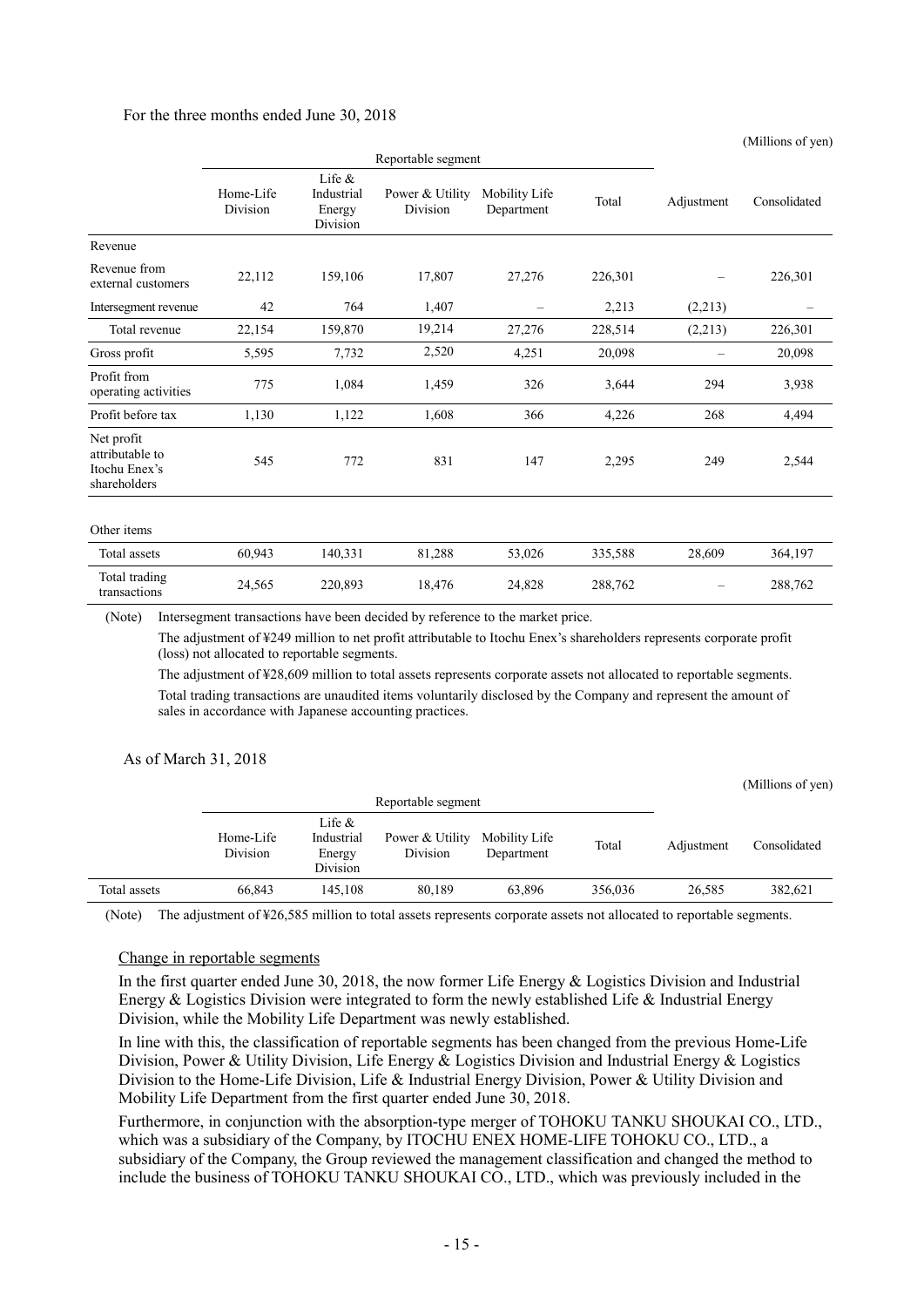For the three months ended June 30, 2018

(Millions of yen)

| | Reportable segment | | | | | | |
|---|---|---|---|---|---|---|---|
| | Home-Life Division | Life & Industrial Energy Division | Power & Utility Division | Mobility Life Department | Total | Adjustment | Consolidated |
| Revenue | | | | | | | |
| Revenue from external customers | 22,112 | 159,106 | 17,807 | 27,276 | 226,301 | – | 226,301 |
| Intersegment revenue | 42 | 764 | 1,407 | – | 2,213 | (2,213) | – |
| Total revenue | 22,154 | 159,870 | 19,214 | 27,276 | 228,514 | (2,213) | 226,301 |
| Gross profit | 5,595 | 7,732 | 2,520 | 4,251 | 20,098 | – | 20,098 |
| Profit from operating activities | 775 | 1,084 | 1,459 | 326 | 3,644 | 294 | 3,938 |
| Profit before tax | 1,130 | 1,122 | 1,608 | 366 | 4,226 | 268 | 4,494 |
| Net profit attributable to Itochu Enex's shareholders | 545 | 772 | 831 | 147 | 2,295 | 249 | 2,544 |
| Other items | | | | | | | |
| Total assets | 60,943 | 140,331 | 81,288 | 53,026 | 335,588 | 28,609 | 364,197 |
| Total trading transactions | 24,565 | 220,893 | 18,476 | 24,828 | 288,762 | – | 288,762 |

(Note) Intersegment transactions have been decided by reference to the market price.

The adjustment of ¥249 million to net profit attributable to Itochu Enex's shareholders represents corporate profit (loss) not allocated to reportable segments.

The adjustment of ¥28,609 million to total assets represents corporate assets not allocated to reportable segments.

Total trading transactions are unaudited items voluntarily disclosed by the Company and represent the amount of sales in accordance with Japanese accounting practices.

As of March 31, 2018

(Millions of yen)

| | Reportable segment | | | | | | |
|---|---|---|---|---|---|---|---|
| | Home-Life Division | Life & Industrial Energy Division | Power & Utility Division | Mobility Life Department | Total | Adjustment | Consolidated |
| Total assets | 66,843 | 145,108 | 80,189 | 63,896 | 356,036 | 26,585 | 382,621 |

(Note) The adjustment of ¥26,585 million to total assets represents corporate assets not allocated to reportable segments.

Change in reportable segments

In the first quarter ended June 30, 2018, the now former Life Energy & Logistics Division and Industrial Energy & Logistics Division were integrated to form the newly established Life & Industrial Energy Division, while the Mobility Life Department was newly established.

In line with this, the classification of reportable segments has been changed from the previous Home-Life Division, Power & Utility Division, Life Energy & Logistics Division and Industrial Energy & Logistics Division to the Home-Life Division, Life & Industrial Energy Division, Power & Utility Division and Mobility Life Department from the first quarter ended June 30, 2018.

Furthermore, in conjunction with the absorption-type merger of TOHOKU TANKU SHOUKAI CO., LTD., which was a subsidiary of the Company, by ITOCHU ENEX HOME-LIFE TOHOKU CO., LTD., a subsidiary of the Company, the Group reviewed the management classification and changed the method to include the business of TOHOKU TANKU SHOUKAI CO., LTD., which was previously included in the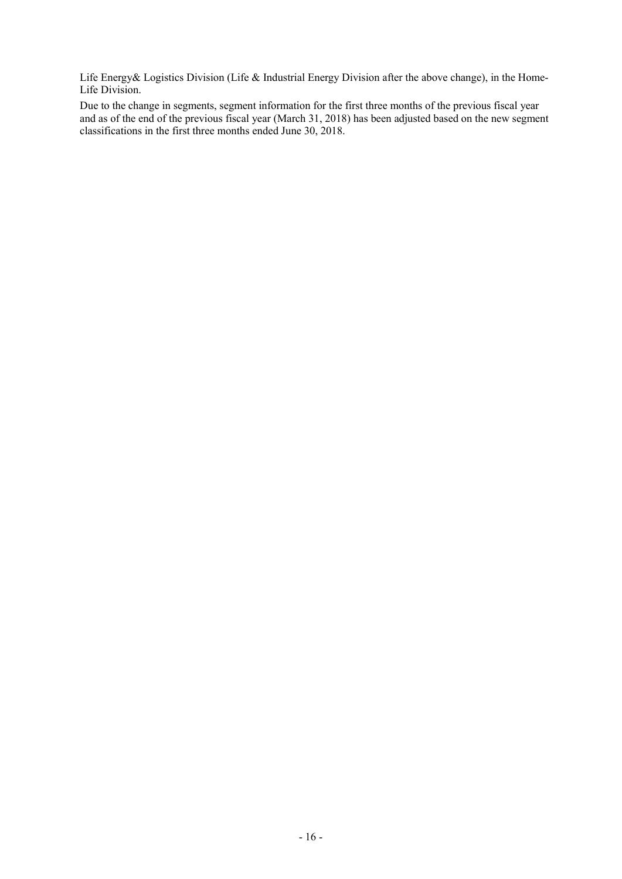Life Energy& Logistics Division (Life & Industrial Energy Division after the above change), in the Home-Life Division.

Due to the change in segments, segment information for the first three months of the previous fiscal year and as of the end of the previous fiscal year (March 31, 2018) has been adjusted based on the new segment classifications in the first three months ended June 30, 2018.